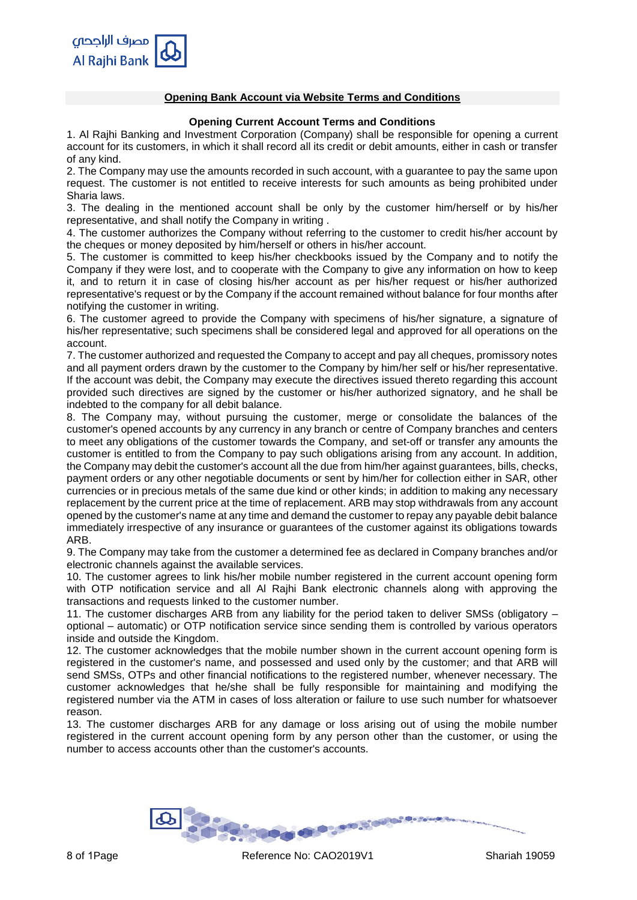## Opening Bank Account via Website Terms and Conditions

### Opening Current Account Terms and Conditions

1. Al Rajhi Banking and Investment Corporation (Company) shall be responsible for opening a current account for its customers, in which it shall record all its credit or debit amounts, either in cash or transfer of any kind.
2. The Company may use the amounts recorded in such account, with a guarantee to pay the same upon request. The customer is not entitled to receive interests for such amounts as being prohibited under Sharia laws.
3. The dealing in the mentioned account shall be only by the customer him/herself or by his/her representative, and shall notify the Company in writing .
4. The customer authorizes the Company without referring to the customer to credit his/her account by the cheques or money deposited by him/herself or others in his/her account.
5. The customer is committed to keep his/her checkbooks issued by the Company and to notify the Company if they were lost, and to cooperate with the Company to give any information on how to keep it, and to return it in case of closing his/her account as per his/her request or his/her authorized representative's request or by the Company if the account remained without balance for four months after notifying the customer in writing.
6. The customer agreed to provide the Company with specimens of his/her signature, a signature of his/her representative; such specimens shall be considered legal and approved for all operations on the account.
7. The customer authorized and requested the Company to accept and pay all cheques, promissory notes and all payment orders drawn by the customer to the Company by him/her self or his/her representative. If the account was debit, the Company may execute the directives issued thereto regarding this account provided such directives are signed by the customer or his/her authorized signatory, and he shall be indebted to the company for all debit balance.
8. The Company may, without pursuing the customer, merge or consolidate the balances of the customer's opened accounts by any currency in any branch or centre of Company branches and centers to meet any obligations of the customer towards the Company, and set-off or transfer any amounts the customer is entitled to from the Company to pay such obligations arising from any account. In addition, the Company may debit the customer's account all the due from him/her against guarantees, bills, checks, payment orders or any other negotiable documents or sent by him/her for collection either in SAR, other currencies or in precious metals of the same due kind or other kinds; in addition to making any necessary replacement by the current price at the time of replacement. ARB may stop withdrawals from any account opened by the customer's name at any time and demand the customer to repay any payable debit balance immediately irrespective of any insurance or guarantees of the customer against its obligations towards ARB.
9. The Company may take from the customer a determined fee as declared in Company branches and/or electronic channels against the available services.
10. The customer agrees to link his/her mobile number registered in the current account opening form with OTP notification service and all Al Rajhi Bank electronic channels along with approving the transactions and requests linked to the customer number.
11. The customer discharges ARB from any liability for the period taken to deliver SMSs (obligatory – optional – automatic) or OTP notification service since sending them is controlled by various operators inside and outside the Kingdom.
12. The customer acknowledges that the mobile number shown in the current account opening form is registered in the customer's name, and possessed and used only by the customer; and that ARB will send SMSs, OTPs and other financial notifications to the registered number, whenever necessary. The customer acknowledges that he/she shall be fully responsible for maintaining and modifying the registered number via the ATM in cases of loss alteration or failure to use such number for whatsoever reason.
13. The customer discharges ARB for any damage or loss arising out of using the mobile number registered in the current account opening form by any person other than the customer, or using the number to access accounts other than the customer's accounts.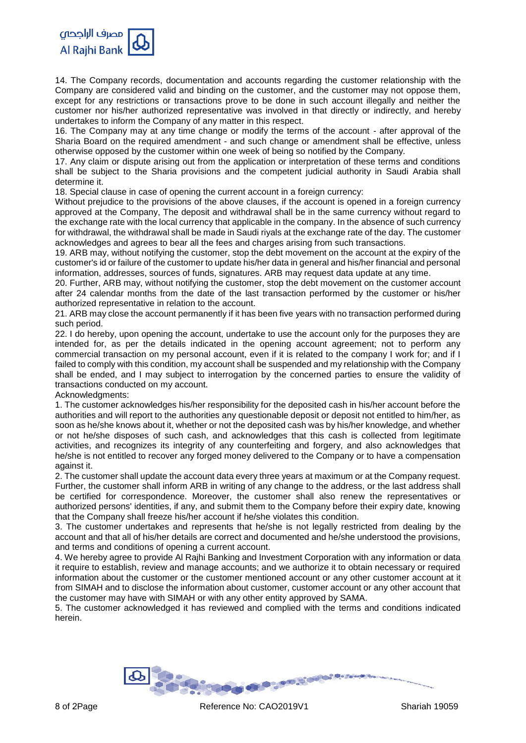14. The Company records, documentation and accounts regarding the customer relationship with the Company are considered valid and binding on the customer, and the customer may not oppose them, except for any restrictions or transactions prove to be done in such account illegally and neither the customer nor his/her authorized representative was involved in that directly or indirectly, and hereby undertakes to inform the Company of any matter in this respect.

16. The Company may at any time change or modify the terms of the account - after approval of the Sharia Board on the required amendment - and such change or amendment shall be effective, unless otherwise opposed by the customer within one week of being so notified by the Company.

17. Any claim or dispute arising out from the application or interpretation of these terms and conditions shall be subject to the Sharia provisions and the competent judicial authority in Saudi Arabia shall determine it.

18. Special clause in case of opening the current account in a foreign currency:

Without prejudice to the provisions of the above clauses, if the account is opened in a foreign currency approved at the Company, The deposit and withdrawal shall be in the same currency without regard to the exchange rate with the local currency that applicable in the company. In the absence of such currency for withdrawal, the withdrawal shall be made in Saudi riyals at the exchange rate of the day. The customer acknowledges and agrees to bear all the fees and charges arising from such transactions.

19. ARB may, without notifying the customer, stop the debt movement on the account at the expiry of the customer's id or failure of the customer to update his/her data in general and his/her financial and personal information, addresses, sources of funds, signatures. ARB may request data update at any time.

20. Further, ARB may, without notifying the customer, stop the debt movement on the customer account after 24 calendar months from the date of the last transaction performed by the customer or his/her authorized representative in relation to the account.

21. ARB may close the account permanently if it has been five years with no transaction performed during such period.

22. I do hereby, upon opening the account, undertake to use the account only for the purposes they are intended for, as per the details indicated in the opening account agreement; not to perform any commercial transaction on my personal account, even if it is related to the company I work for; and if I failed to comply with this condition, my account shall be suspended and my relationship with the Company shall be ended, and I may subject to interrogation by the concerned parties to ensure the validity of transactions conducted on my account.

Acknowledgments:

1. The customer acknowledges his/her responsibility for the deposited cash in his/her account before the authorities and will report to the authorities any questionable deposit or deposit not entitled to him/her, as soon as he/she knows about it, whether or not the deposited cash was by his/her knowledge, and whether or not he/she disposes of such cash, and acknowledges that this cash is collected from legitimate activities, and recognizes its integrity of any counterfeiting and forgery, and also acknowledges that he/she is not entitled to recover any forged money delivered to the Company or to have a compensation against it.

2. The customer shall update the account data every three years at maximum or at the Company request. Further, the customer shall inform ARB in writing of any change to the address, or the last address shall be certified for correspondence. Moreover, the customer shall also renew the representatives or authorized persons' identities, if any, and submit them to the Company before their expiry date, knowing that the Company shall freeze his/her account if he/she violates this condition.

3. The customer undertakes and represents that he/she is not legally restricted from dealing by the account and that all of his/her details are correct and documented and he/she understood the provisions, and terms and conditions of opening a current account.

4. We hereby agree to provide Al Rajhi Banking and Investment Corporation with any information or data it require to establish, review and manage accounts; and we authorize it to obtain necessary or required information about the customer or the customer mentioned account or any other customer account at it from SIMAH and to disclose the information about customer, customer account or any other account that the customer may have with SIMAH or with any other entity approved by SAMA.

5. The customer acknowledged it has reviewed and complied with the terms and conditions indicated herein.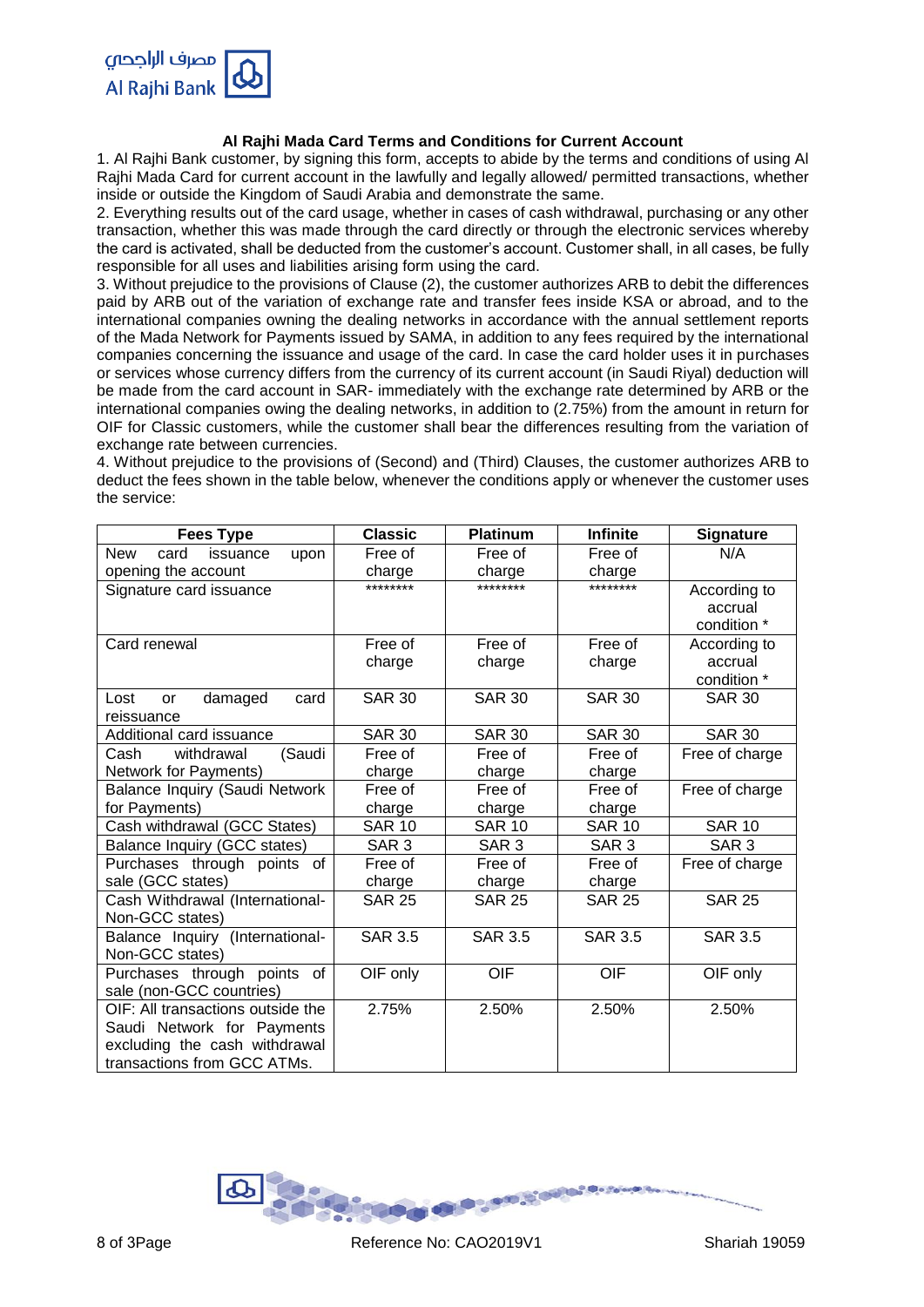### Al Rajhi Mada Card Terms and Conditions for Current Account

1. Al Rajhi Bank customer, by signing this form, accepts to abide by the terms and conditions of using Al Rajhi Mada Card for current account in the lawfully and legally allowed/ permitted transactions, whether inside or outside the Kingdom of Saudi Arabia and demonstrate the same.

2. Everything results out of the card usage, whether in cases of cash withdrawal, purchasing or any other transaction, whether this was made through the card directly or through the electronic services whereby the card is activated, shall be deducted from the customer's account. Customer shall, in all cases, be fully responsible for all uses and liabilities arising form using the card.

3. Without prejudice to the provisions of Clause (2), the customer authorizes ARB to debit the differences paid by ARB out of the variation of exchange rate and transfer fees inside KSA or abroad, and to the international companies owning the dealing networks in accordance with the annual settlement reports of the Mada Network for Payments issued by SAMA, in addition to any fees required by the international companies concerning the issuance and usage of the card. In case the card holder uses it in purchases or services whose currency differs from the currency of its current account (in Saudi Riyal) deduction will be made from the card account in SAR- immediately with the exchange rate determined by ARB or the international companies owing the dealing networks, in addition to (2.75%) from the amount in return for OIF for Classic customers, while the customer shall bear the differences resulting from the variation of exchange rate between currencies.

4. Without prejudice to the provisions of (Second) and (Third) Clauses, the customer authorizes ARB to deduct the fees shown in the table below, whenever the conditions apply or whenever the customer uses the service:

| Fees Type | Classic | Platinum | Infinite | Signature |
|---|---|---|---|---|
| New card issuance upon opening the account | Free of charge | Free of charge | Free of charge | N/A |
| Signature card issuance | ******** | ******** | ******** | According to accrual condition * |
| Card renewal | Free of charge | Free of charge | Free of charge | According to accrual condition * |
| Lost or damaged card reissuance | SAR 30 | SAR 30 | SAR 30 | SAR 30 |
| Additional card issuance | SAR 30 | SAR 30 | SAR 30 | SAR 30 |
| Cash withdrawal (Saudi Network for Payments) | Free of charge | Free of charge | Free of charge | Free of charge |
| Balance Inquiry (Saudi Network for Payments) | Free of charge | Free of charge | Free of charge | Free of charge |
| Cash withdrawal (GCC States) | SAR 10 | SAR 10 | SAR 10 | SAR 10 |
| Balance Inquiry (GCC states) | SAR 3 | SAR 3 | SAR 3 | SAR 3 |
| Purchases through points of sale (GCC states) | Free of charge | Free of charge | Free of charge | Free of charge |
| Cash Withdrawal (International-Non-GCC states) | SAR 25 | SAR 25 | SAR 25 | SAR 25 |
| Balance Inquiry (International-Non-GCC states) | SAR 3.5 | SAR 3.5 | SAR 3.5 | SAR 3.5 |
| Purchases through points of sale (non-GCC countries) | OIF only | OIF | OIF | OIF only |
| OIF: All transactions outside the Saudi Network for Payments excluding the cash withdrawal transactions from GCC ATMs. | 2.75% | 2.50% | 2.50% | 2.50% |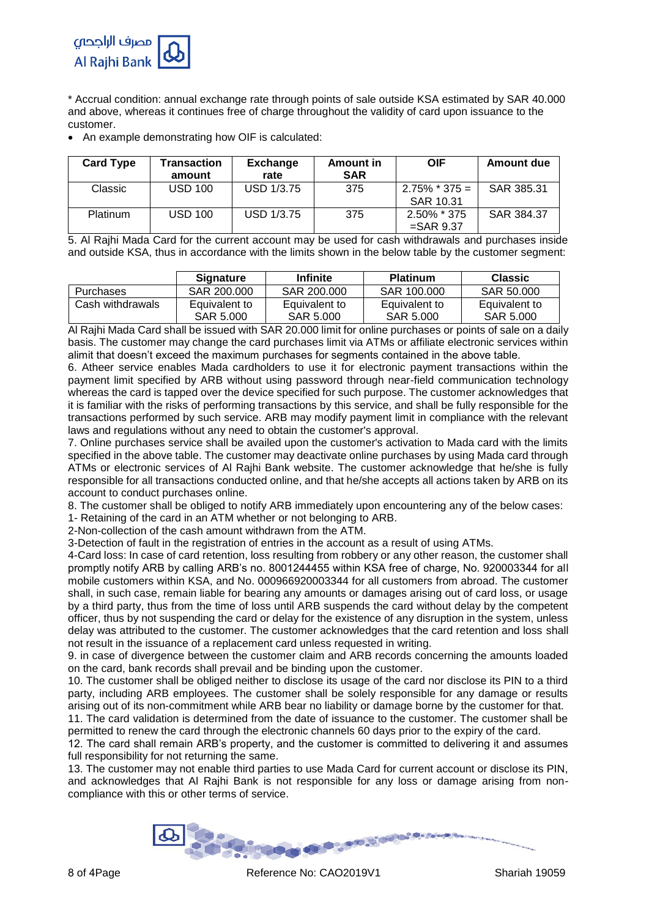* Accrual condition: annual exchange rate through points of sale outside KSA estimated by SAR 40.000 and above, whereas it continues free of charge throughout the validity of card upon issuance to the customer.

- An example demonstrating how OIF is calculated:

| Card Type | Transaction amount | Exchange rate | Amount in SAR | OIF | Amount due |
|---|---|---|---|---|---|
| Classic | USD 100 | USD 1/3.75 | 375 | 2.75% * 375 = SAR 10.31 | SAR 385.31 |
| Platinum | USD 100 | USD 1/3.75 | 375 | 2.50% * 375 =SAR 9.37 | SAR 384.37 |

5. Al Rajhi Mada Card for the current account may be used for cash withdrawals and purchases inside and outside KSA, thus in accordance with the limits shown in the below table by the customer segment:

| | Signature | Infinite | Platinum | Classic |
|---|---|---|---|---|
| Purchases | SAR 200.000 | SAR 200.000 | SAR 100.000 | SAR 50.000 |
| Cash withdrawals | Equivalent to SAR 5.000 | Equivalent to SAR 5.000 | Equivalent to SAR 5.000 | Equivalent to SAR 5.000 |

Al Rajhi Mada Card shall be issued with SAR 20.000 limit for online purchases or points of sale on a daily basis. The customer may change the card purchases limit via ATMs or affiliate electronic services within alimit that doesn't exceed the maximum purchases for segments contained in the above table.

6. Atheer service enables Mada cardholders to use it for electronic payment transactions within the payment limit specified by ARB without using password through near-field communication technology whereas the card is tapped over the device specified for such purpose. The customer acknowledges that it is familiar with the risks of performing transactions by this service, and shall be fully responsible for the transactions performed by such service. ARB may modify payment limit in compliance with the relevant laws and regulations without any need to obtain the customer's approval.

7. Online purchases service shall be availed upon the customer's activation to Mada card with the limits specified in the above table. The customer may deactivate online purchases by using Mada card through ATMs or electronic services of Al Rajhi Bank website. The customer acknowledge that he/she is fully responsible for all transactions conducted online, and that he/she accepts all actions taken by ARB on its account to conduct purchases online.

8. The customer shall be obliged to notify ARB immediately upon encountering any of the below cases:

1- Retaining of the card in an ATM whether or not belonging to ARB.

2-Non-collection of the cash amount withdrawn from the ATM.

3-Detection of fault in the registration of entries in the account as a result of using ATMs.

4-Card loss: In case of card retention, loss resulting from robbery or any other reason, the customer shall promptly notify ARB by calling ARB's no. 8001244455 within KSA free of charge, No. 920003344 for all mobile customers within KSA, and No. 000966920003344 for all customers from abroad. The customer shall, in such case, remain liable for bearing any amounts or damages arising out of card loss, or usage by a third party, thus from the time of loss until ARB suspends the card without delay by the competent officer, thus by not suspending the card or delay for the existence of any disruption in the system, unless delay was attributed to the customer. The customer acknowledges that the card retention and loss shall not result in the issuance of a replacement card unless requested in writing.

9. in case of divergence between the customer claim and ARB records concerning the amounts loaded on the card, bank records shall prevail and be binding upon the customer.

10. The customer shall be obliged neither to disclose its usage of the card nor disclose its PIN to a third party, including ARB employees. The customer shall be solely responsible for any damage or results arising out of its non-commitment while ARB bear no liability or damage borne by the customer for that.

11. The card validation is determined from the date of issuance to the customer. The customer shall be permitted to renew the card through the electronic channels 60 days prior to the expiry of the card.

12. The card shall remain ARB's property, and the customer is committed to delivering it and assumes full responsibility for not returning the same.

13. The customer may not enable third parties to use Mada Card for current account or disclose its PIN, and acknowledges that Al Rajhi Bank is not responsible for any loss or damage arising from non-compliance with this or other terms of service.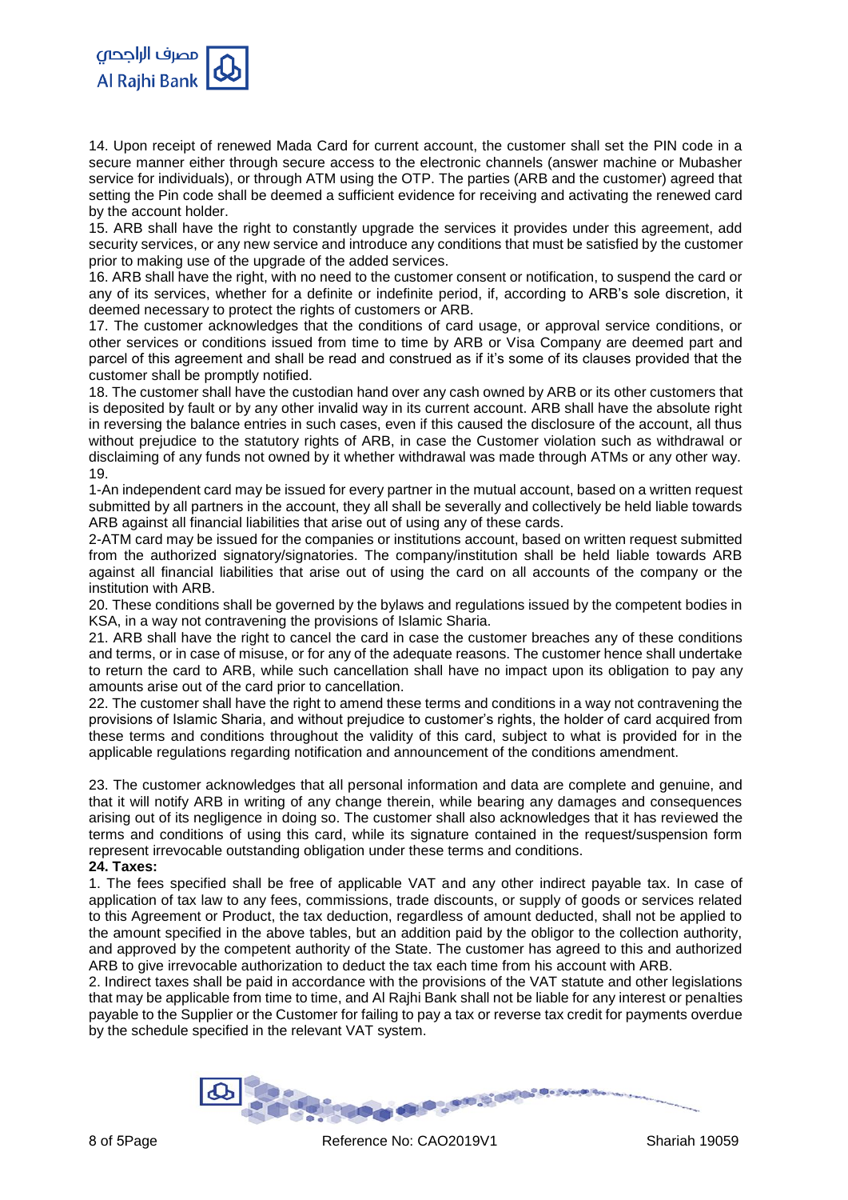14. Upon receipt of renewed Mada Card for current account, the customer shall set the PIN code in a secure manner either through secure access to the electronic channels (answer machine or Mubasher service for individuals), or through ATM using the OTP. The parties (ARB and the customer) agreed that setting the Pin code shall be deemed a sufficient evidence for receiving and activating the renewed card by the account holder.

15. ARB shall have the right to constantly upgrade the services it provides under this agreement, add security services, or any new service and introduce any conditions that must be satisfied by the customer prior to making use of the upgrade of the added services.

16. ARB shall have the right, with no need to the customer consent or notification, to suspend the card or any of its services, whether for a definite or indefinite period, if, according to ARB's sole discretion, it deemed necessary to protect the rights of customers or ARB.

17. The customer acknowledges that the conditions of card usage, or approval service conditions, or other services or conditions issued from time to time by ARB or Visa Company are deemed part and parcel of this agreement and shall be read and construed as if it's some of its clauses provided that the customer shall be promptly notified.

18. The customer shall have the custodian hand over any cash owned by ARB or its other customers that is deposited by fault or by any other invalid way in its current account. ARB shall have the absolute right in reversing the balance entries in such cases, even if this caused the disclosure of the account, all thus without prejudice to the statutory rights of ARB, in case the Customer violation such as withdrawal or disclaiming of any funds not owned by it whether withdrawal was made through ATMs or any other way.

19.

1-An independent card may be issued for every partner in the mutual account, based on a written request submitted by all partners in the account, they all shall be severally and collectively be held liable towards ARB against all financial liabilities that arise out of using any of these cards.

2-ATM card may be issued for the companies or institutions account, based on written request submitted from the authorized signatory/signatories. The company/institution shall be held liable towards ARB against all financial liabilities that arise out of using the card on all accounts of the company or the institution with ARB.

20. These conditions shall be governed by the bylaws and regulations issued by the competent bodies in KSA, in a way not contravening the provisions of Islamic Sharia.

21. ARB shall have the right to cancel the card in case the customer breaches any of these conditions and terms, or in case of misuse, or for any of the adequate reasons. The customer hence shall undertake to return the card to ARB, while such cancellation shall have no impact upon its obligation to pay any amounts arise out of the card prior to cancellation.

22. The customer shall have the right to amend these terms and conditions in a way not contravening the provisions of Islamic Sharia, and without prejudice to customer's rights, the holder of card acquired from these terms and conditions throughout the validity of this card, subject to what is provided for in the applicable regulations regarding notification and announcement of the conditions amendment.

23. The customer acknowledges that all personal information and data are complete and genuine, and that it will notify ARB in writing of any change therein, while bearing any damages and consequences arising out of its negligence in doing so. The customer shall also acknowledges that it has reviewed the terms and conditions of using this card, while its signature contained in the request/suspension form represent irrevocable outstanding obligation under these terms and conditions.

**24. Taxes:**

1. The fees specified shall be free of applicable VAT and any other indirect payable tax. In case of application of tax law to any fees, commissions, trade discounts, or supply of goods or services related to this Agreement or Product, the tax deduction, regardless of amount deducted, shall not be applied to the amount specified in the above tables, but an addition paid by the obligor to the collection authority, and approved by the competent authority of the State. The customer has agreed to this and authorized ARB to give irrevocable authorization to deduct the tax each time from his account with ARB.

2. Indirect taxes shall be paid in accordance with the provisions of the VAT statute and other legislations that may be applicable from time to time, and Al Rajhi Bank shall not be liable for any interest or penalties payable to the Supplier or the Customer for failing to pay a tax or reverse tax credit for payments overdue by the schedule specified in the relevant VAT system.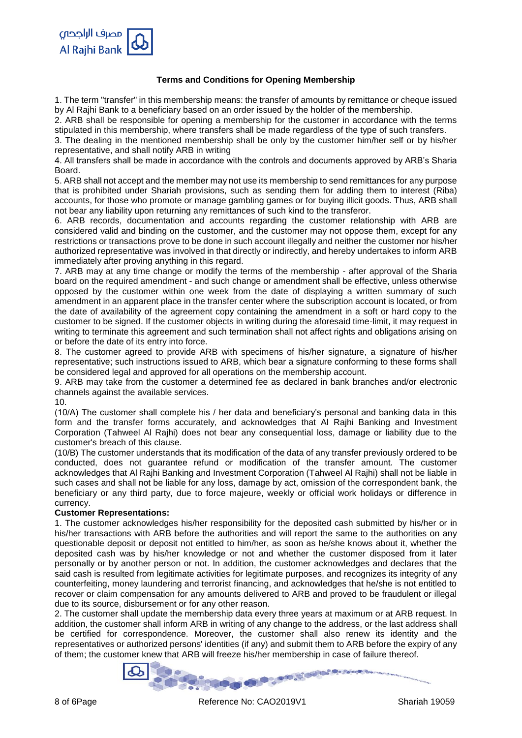## Terms and Conditions for Opening Membership

1. The term "transfer" in this membership means: the transfer of amounts by remittance or cheque issued by Al Rajhi Bank to a beneficiary based on an order issued by the holder of the membership.
2. ARB shall be responsible for opening a membership for the customer in accordance with the terms stipulated in this membership, where transfers shall be made regardless of the type of such transfers.
3. The dealing in the mentioned membership shall be only by the customer him/her self or by his/her representative, and shall notify ARB in writing
4. All transfers shall be made in accordance with the controls and documents approved by ARB's Sharia Board.
5. ARB shall not accept and the member may not use its membership to send remittances for any purpose that is prohibited under Shariah provisions, such as sending them for adding them to interest (Riba) accounts, for those who promote or manage gambling games or for buying illicit goods. Thus, ARB shall not bear any liability upon returning any remittances of such kind to the transferor.
6. ARB records, documentation and accounts regarding the customer relationship with ARB are considered valid and binding on the customer, and the customer may not oppose them, except for any restrictions or transactions prove to be done in such account illegally and neither the customer nor his/her authorized representative was involved in that directly or indirectly, and hereby undertakes to inform ARB immediately after proving anything in this regard.
7. ARB may at any time change or modify the terms of the membership - after approval of the Sharia board on the required amendment - and such change or amendment shall be effective, unless otherwise opposed by the customer within one week from the date of displaying a written summary of such amendment in an apparent place in the transfer center where the subscription account is located, or from the date of availability of the agreement copy containing the amendment in a soft or hard copy to the customer to be signed. If the customer objects in writing during the aforesaid time-limit, it may request in writing to terminate this agreement and such termination shall not affect rights and obligations arising on or before the date of its entry into force.
8. The customer agreed to provide ARB with specimens of his/her signature, a signature of his/her representative; such instructions issued to ARB, which bear a signature conforming to these forms shall be considered legal and approved for all operations on the membership account.
9. ARB may take from the customer a determined fee as declared in bank branches and/or electronic channels against the available services.
10.

(10/A) The customer shall complete his / her data and beneficiary's personal and banking data in this form and the transfer forms accurately, and acknowledges that Al Rajhi Banking and Investment Corporation (Tahweel Al Rajhi) does not bear any consequential loss, damage or liability due to the customer's breach of this clause.

(10/B) The customer understands that its modification of the data of any transfer previously ordered to be conducted, does not guarantee refund or modification of the transfer amount. The customer acknowledges that Al Rajhi Banking and Investment Corporation (Tahweel Al Rajhi) shall not be liable in such cases and shall not be liable for any loss, damage by act, omission of the correspondent bank, the beneficiary or any third party, due to force majeure, weekly or official work holidays or difference in currency.

**Customer Representations:**

1. The customer acknowledges his/her responsibility for the deposited cash submitted by his/her or in his/her transactions with ARB before the authorities and will report the same to the authorities on any questionable deposit or deposit not entitled to him/her, as soon as he/she knows about it, whether the deposited cash was by his/her knowledge or not and whether the customer disposed from it later personally or by another person or not. In addition, the customer acknowledges and declares that the said cash is resulted from legitimate activities for legitimate purposes, and recognizes its integrity of any counterfeiting, money laundering and terrorist financing, and acknowledges that he/she is not entitled to recover or claim compensation for any amounts delivered to ARB and proved to be fraudulent or illegal due to its source, disbursement or for any other reason.
2. The customer shall update the membership data every three years at maximum or at ARB request. In addition, the customer shall inform ARB in writing of any change to the address, or the last address shall be certified for correspondence. Moreover, the customer shall also renew its identity and the representatives or authorized persons' identities (if any) and submit them to ARB before the expiry of any of them; the customer knew that ARB will freeze his/her membership in case of failure thereof.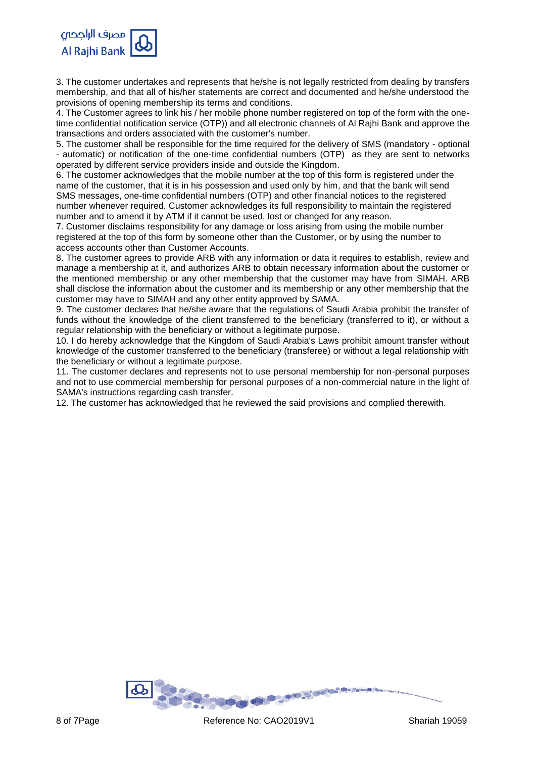3. The customer undertakes and represents that he/she is not legally restricted from dealing by transfers membership, and that all of his/her statements are correct and documented and he/she understood the provisions of opening membership its terms and conditions.

4. The Customer agrees to link his / her mobile phone number registered on top of the form with the one-time confidential notification service (OTP)) and all electronic channels of Al Rajhi Bank and approve the transactions and orders associated with the customer's number.

5. The customer shall be responsible for the time required for the delivery of SMS (mandatory - optional - automatic) or notification of the one-time confidential numbers (OTP) as they are sent to networks operated by different service providers inside and outside the Kingdom.

6. The customer acknowledges that the mobile number at the top of this form is registered under the name of the customer, that it is in his possession and used only by him, and that the bank will send SMS messages, one-time confidential numbers (OTP) and other financial notices to the registered number whenever required. Customer acknowledges its full responsibility to maintain the registered number and to amend it by ATM if it cannot be used, lost or changed for any reason.

7. Customer disclaims responsibility for any damage or loss arising from using the mobile number registered at the top of this form by someone other than the Customer, or by using the number to access accounts other than Customer Accounts.

8. The customer agrees to provide ARB with any information or data it requires to establish, review and manage a membership at it, and authorizes ARB to obtain necessary information about the customer or the mentioned membership or any other membership that the customer may have from SIMAH. ARB shall disclose the information about the customer and its membership or any other membership that the customer may have to SIMAH and any other entity approved by SAMA.

9. The customer declares that he/she aware that the regulations of Saudi Arabia prohibit the transfer of funds without the knowledge of the client transferred to the beneficiary (transferred to it), or without a regular relationship with the beneficiary or without a legitimate purpose.

10. I do hereby acknowledge that the Kingdom of Saudi Arabia's Laws prohibit amount transfer without knowledge of the customer transferred to the beneficiary (transferee) or without a legal relationship with the beneficiary or without a legitimate purpose.

11. The customer declares and represents not to use personal membership for non-personal purposes and not to use commercial membership for personal purposes of a non-commercial nature in the light of SAMA's instructions regarding cash transfer.

12. The customer has acknowledged that he reviewed the said provisions and complied therewith.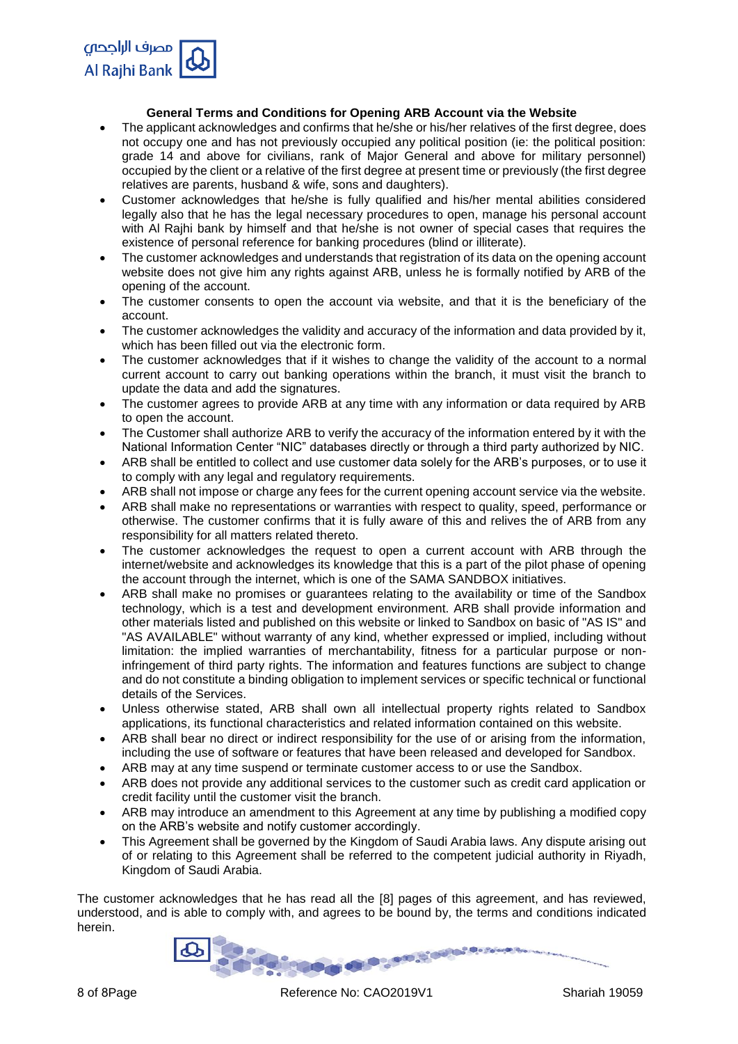**General Terms and Conditions for Opening ARB Account via the Website**

- The applicant acknowledges and confirms that he/she or his/her relatives of the first degree, does not occupy one and has not previously occupied any political position (ie: the political position: grade 14 and above for civilians, rank of Major General and above for military personnel) occupied by the client or a relative of the first degree at present time or previously (the first degree relatives are parents, husband & wife, sons and daughters).
- Customer acknowledges that he/she is fully qualified and his/her mental abilities considered legally also that he has the legal necessary procedures to open, manage his personal account with Al Rajhi bank by himself and that he/she is not owner of special cases that requires the existence of personal reference for banking procedures (blind or illiterate).
- The customer acknowledges and understands that registration of its data on the opening account website does not give him any rights against ARB, unless he is formally notified by ARB of the opening of the account.
- The customer consents to open the account via website, and that it is the beneficiary of the account.
- The customer acknowledges the validity and accuracy of the information and data provided by it, which has been filled out via the electronic form.
- The customer acknowledges that if it wishes to change the validity of the account to a normal current account to carry out banking operations within the branch, it must visit the branch to update the data and add the signatures.
- The customer agrees to provide ARB at any time with any information or data required by ARB to open the account.
- The Customer shall authorize ARB to verify the accuracy of the information entered by it with the National Information Center "NIC" databases directly or through a third party authorized by NIC.
- ARB shall be entitled to collect and use customer data solely for the ARB's purposes, or to use it to comply with any legal and regulatory requirements.
- ARB shall not impose or charge any fees for the current opening account service via the website.
- ARB shall make no representations or warranties with respect to quality, speed, performance or otherwise. The customer confirms that it is fully aware of this and relives the of ARB from any responsibility for all matters related thereto.
- The customer acknowledges the request to open a current account with ARB through the internet/website and acknowledges its knowledge that this is a part of the pilot phase of opening the account through the internet, which is one of the SAMA SANDBOX initiatives.
- ARB shall make no promises or guarantees relating to the availability or time of the Sandbox technology, which is a test and development environment. ARB shall provide information and other materials listed and published on this website or linked to Sandbox on basic of "AS IS" and "AS AVAILABLE" without warranty of any kind, whether expressed or implied, including without limitation: the implied warranties of merchantability, fitness for a particular purpose or non-infringement of third party rights. The information and features functions are subject to change and do not constitute a binding obligation to implement services or specific technical or functional details of the Services.
- Unless otherwise stated, ARB shall own all intellectual property rights related to Sandbox applications, its functional characteristics and related information contained on this website.
- ARB shall bear no direct or indirect responsibility for the use of or arising from the information, including the use of software or features that have been released and developed for Sandbox.
- ARB may at any time suspend or terminate customer access to or use the Sandbox.
- ARB does not provide any additional services to the customer such as credit card application or credit facility until the customer visit the branch.
- ARB may introduce an amendment to this Agreement at any time by publishing a modified copy on the ARB's website and notify customer accordingly.
- This Agreement shall be governed by the Kingdom of Saudi Arabia laws. Any dispute arising out of or relating to this Agreement shall be referred to the competent judicial authority in Riyadh, Kingdom of Saudi Arabia.

The customer acknowledges that he has read all the [8] pages of this agreement, and has reviewed, understood, and is able to comply with, and agrees to be bound by, the terms and conditions indicated herein.

Reference No: CAO2019V1

Shariah 19059